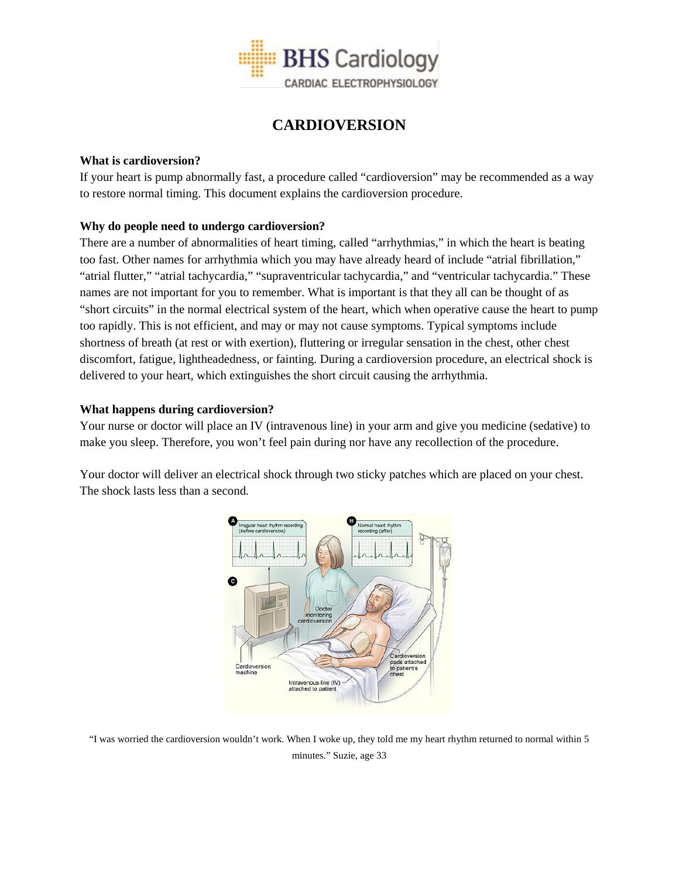BHS Cardiology
CARDIAC ELECTROPHYSIOLOGY

# CARDIOVERSION

**What is cardioversion?**

If your heart is pump abnormally fast, a procedure called "cardioversion" may be recommended as a way to restore normal timing. This document explains the cardioversion procedure.

**Why do people need to undergo cardioversion?**

There are a number of abnormalities of heart timing, called "arrhythmias," in which the heart is beating too fast. Other names for arrhythmia which you may have already heard of include "atrial fibrillation," "atrial flutter," "atrial tachycardia," "supraventricular tachycardia," and "ventricular tachycardia." These names are not important for you to remember. What is important is that they all can be thought of as "short circuits" in the normal electrical system of the heart, which when operative cause the heart to pump too rapidly. This is not efficient, and may or may not cause symptoms. Typical symptoms include shortness of breath (at rest or with exertion), fluttering or irregular sensation in the chest, other chest discomfort, fatigue, lightheadedness, or fainting. During a cardioversion procedure, an electrical shock is delivered to your heart, which extinguishes the short circuit causing the arrhythmia.

**What happens during cardioversion?**

Your nurse or doctor will place an IV (intravenous line) in your arm and give you medicine (sedative) to make you sleep. Therefore, you won't feel pain during nor have any recollection of the procedure.

Your doctor will deliver an electrical shock through two sticky patches which are placed on your chest. The shock lasts less than a second.

"I was worried the cardioversion wouldn't work. When I woke up, they told me my heart rhythm returned to normal within 5 minutes." Suzie, age 33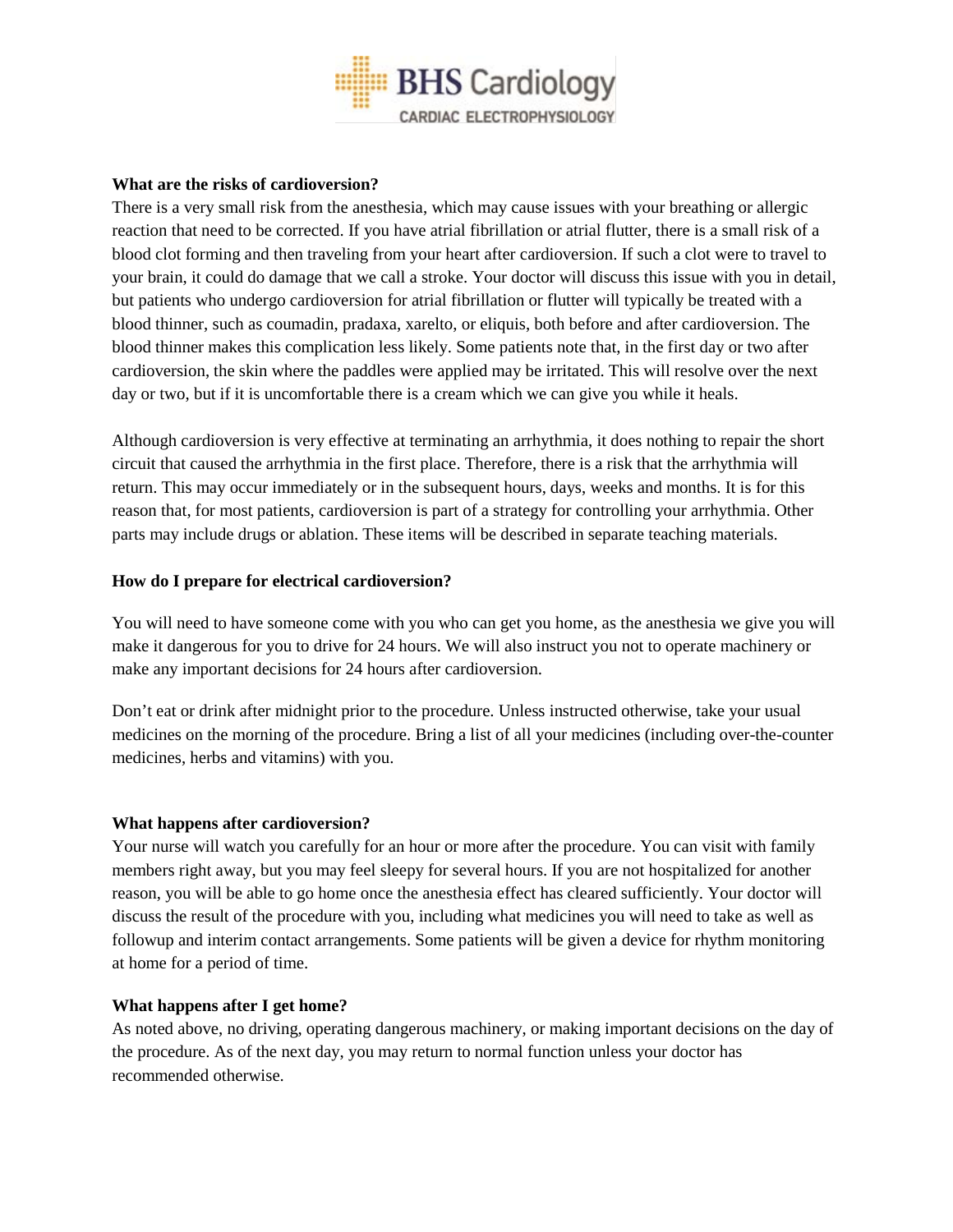### What are the risks of cardioversion?

There is a very small risk from the anesthesia, which may cause issues with your breathing or allergic reaction that need to be corrected. If you have atrial fibrillation or atrial flutter, there is a small risk of a blood clot forming and then traveling from your heart after cardioversion. If such a clot were to travel to your brain, it could do damage that we call a stroke. Your doctor will discuss this issue with you in detail, but patients who undergo cardioversion for atrial fibrillation or flutter will typically be treated with a blood thinner, such as coumadin, pradaxa, xarelto, or eliquis, both before and after cardioversion. The blood thinner makes this complication less likely. Some patients note that, in the first day or two after cardioversion, the skin where the paddles were applied may be irritated. This will resolve over the next day or two, but if it is uncomfortable there is a cream which we can give you while it heals.

Although cardioversion is very effective at terminating an arrhythmia, it does nothing to repair the short circuit that caused the arrhythmia in the first place. Therefore, there is a risk that the arrhythmia will return. This may occur immediately or in the subsequent hours, days, weeks and months. It is for this reason that, for most patients, cardioversion is part of a strategy for controlling your arrhythmia. Other parts may include drugs or ablation. These items will be described in separate teaching materials.

### How do I prepare for electrical cardioversion?

You will need to have someone come with you who can get you home, as the anesthesia we give you will make it dangerous for you to drive for 24 hours. We will also instruct you not to operate machinery or make any important decisions for 24 hours after cardioversion.

Don't eat or drink after midnight prior to the procedure. Unless instructed otherwise, take your usual medicines on the morning of the procedure. Bring a list of all your medicines (including over-the-counter medicines, herbs and vitamins) with you.

### What happens after cardioversion?

Your nurse will watch you carefully for an hour or more after the procedure. You can visit with family members right away, but you may feel sleepy for several hours. If you are not hospitalized for another reason, you will be able to go home once the anesthesia effect has cleared sufficiently. Your doctor will discuss the result of the procedure with you, including what medicines you will need to take as well as followup and interim contact arrangements. Some patients will be given a device for rhythm monitoring at home for a period of time.

### What happens after I get home?

As noted above, no driving, operating dangerous machinery, or making important decisions on the day of the procedure. As of the next day, you may return to normal function unless your doctor has recommended otherwise.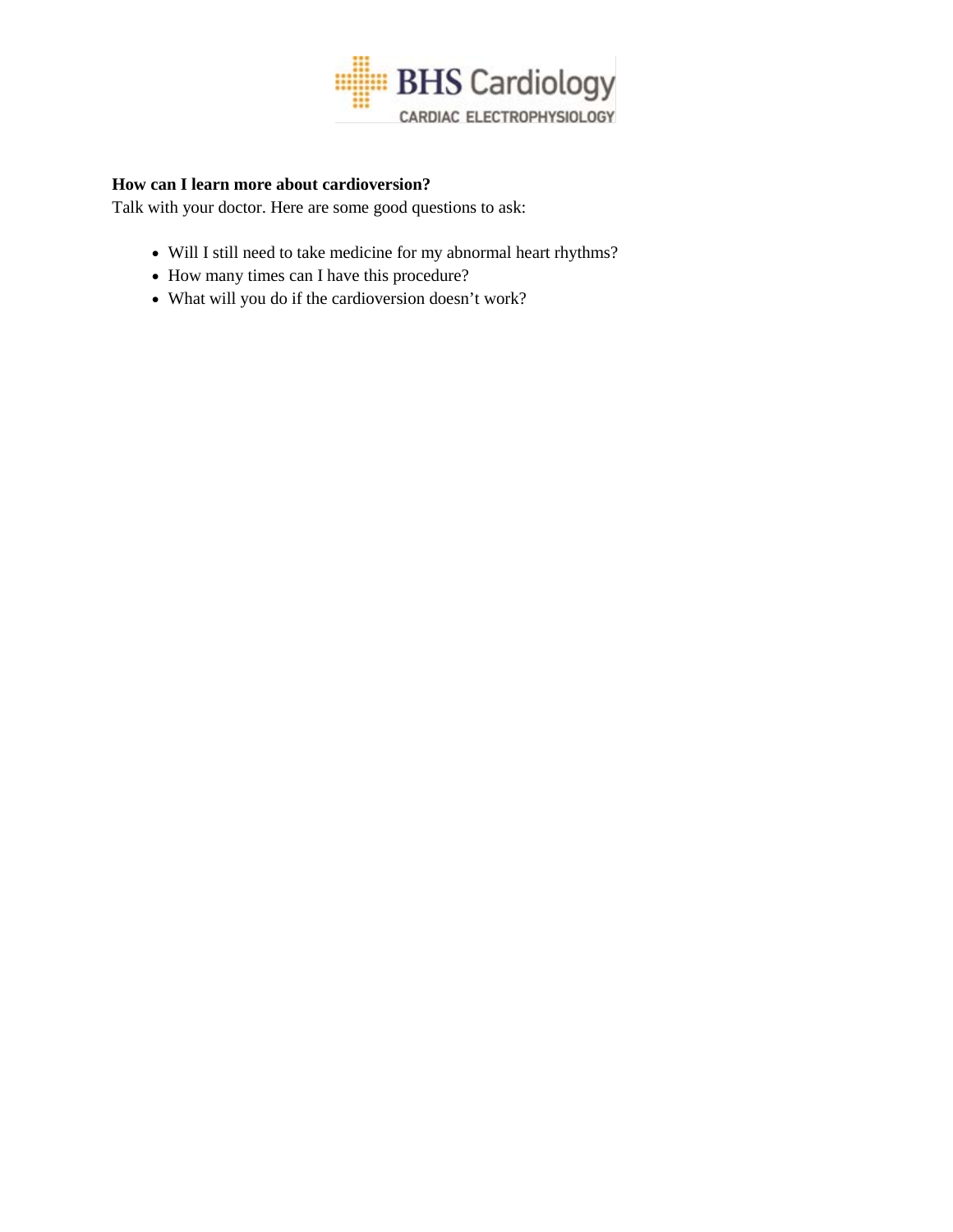**How can I learn more about cardioversion?**

Talk with your doctor. Here are some good questions to ask:

- Will I still need to take medicine for my abnormal heart rhythms?
- How many times can I have this procedure?
- What will you do if the cardioversion doesn't work?